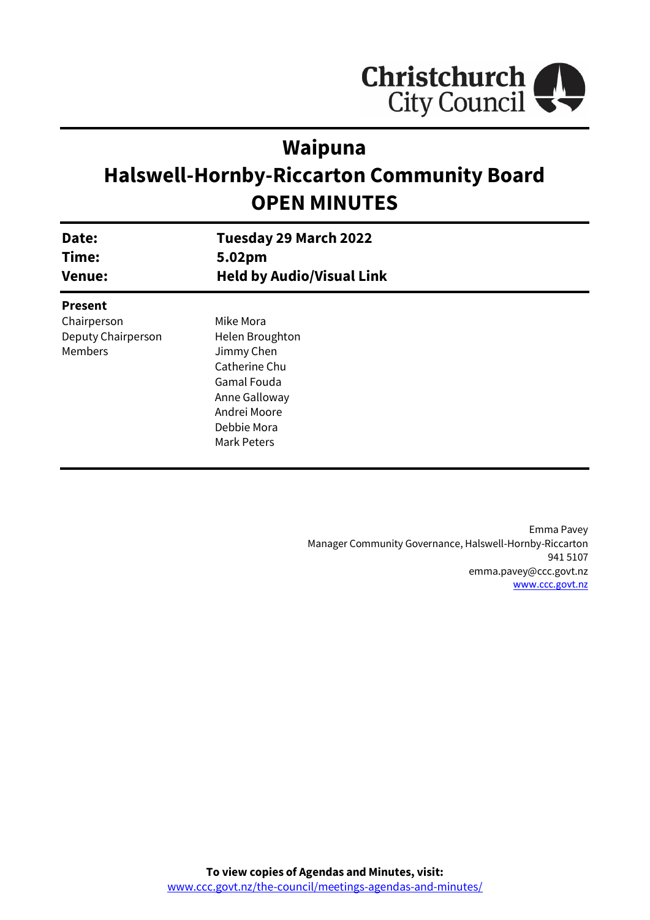Christchurch City Council

# Waipuna
# Halswell-Hornby-Riccarton Community Board
# OPEN MINUTES

| | |
|---|---|
| **Date:** | **Tuesday 29 March 2022** |
| **Time:** | **5.02pm** |
| **Venue:** | **Held by Audio/Visual Link** |

**Present**

| | |
|---|---|
| Chairperson | Mike Mora |
| Deputy Chairperson | Helen Broughton |
| Members | Jimmy Chen |
| | Catherine Chu |
| | Gamal Fouda |
| | Anne Galloway |
| | Andrei Moore |
| | Debbie Mora |
| | Mark Peters |

Emma Pavey
Manager Community Governance, Halswell-Hornby-Riccarton
941 5107
emma.pavey@ccc.govt.nz
[www.ccc.govt.nz](http://www.ccc.govt.nz)

**To view copies of Agendas and Minutes, visit:**
[www.ccc.govt.nz/the-council/meetings-agendas-and-minutes/](http://www.ccc.govt.nz/the-council/meetings-agendas-and-minutes/)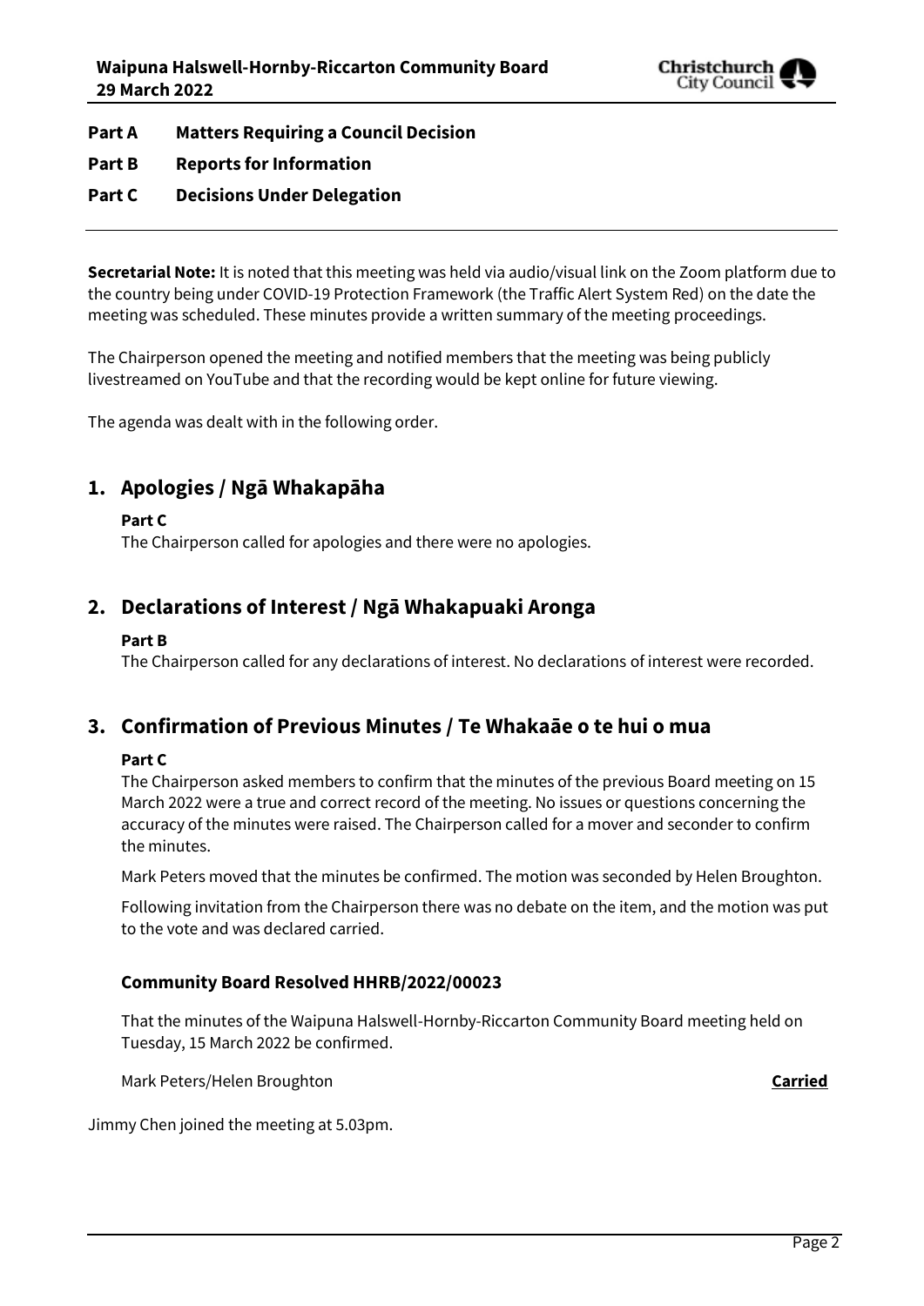**Part A Matters Requiring a Council Decision**

**Part B Reports for Information**

**Part C Decisions Under Delegation**

---

**Secretarial Note:** It is noted that this meeting was held via audio/visual link on the Zoom platform due to the country being under COVID-19 Protection Framework (the Traffic Alert System Red) on the date the meeting was scheduled. These minutes provide a written summary of the meeting proceedings.

The Chairperson opened the meeting and notified members that the meeting was being publicly livestreamed on YouTube and that the recording would be kept online for future viewing.

The agenda was dealt with in the following order.

## 1. Apologies / Ngā Whakapāha

**Part C**

The Chairperson called for apologies and there were no apologies.

## 2. Declarations of Interest / Ngā Whakapuaki Aronga

**Part B**

The Chairperson called for any declarations of interest. No declarations of interest were recorded.

## 3. Confirmation of Previous Minutes / Te Whakaāe o te hui o mua

**Part C**

The Chairperson asked members to confirm that the minutes of the previous Board meeting on 15 March 2022 were a true and correct record of the meeting. No issues or questions concerning the accuracy of the minutes were raised. The Chairperson called for a mover and seconder to confirm the minutes.

Mark Peters moved that the minutes be confirmed. The motion was seconded by Helen Broughton.

Following invitation from the Chairperson there was no debate on the item, and the motion was put to the vote and was declared carried.

### Community Board Resolved HHRB/2022/00023

That the minutes of the Waipuna Halswell-Hornby-Riccarton Community Board meeting held on Tuesday, 15 March 2022 be confirmed.

Mark Peters/Helen Broughton **Carried**

Jimmy Chen joined the meeting at 5.03pm.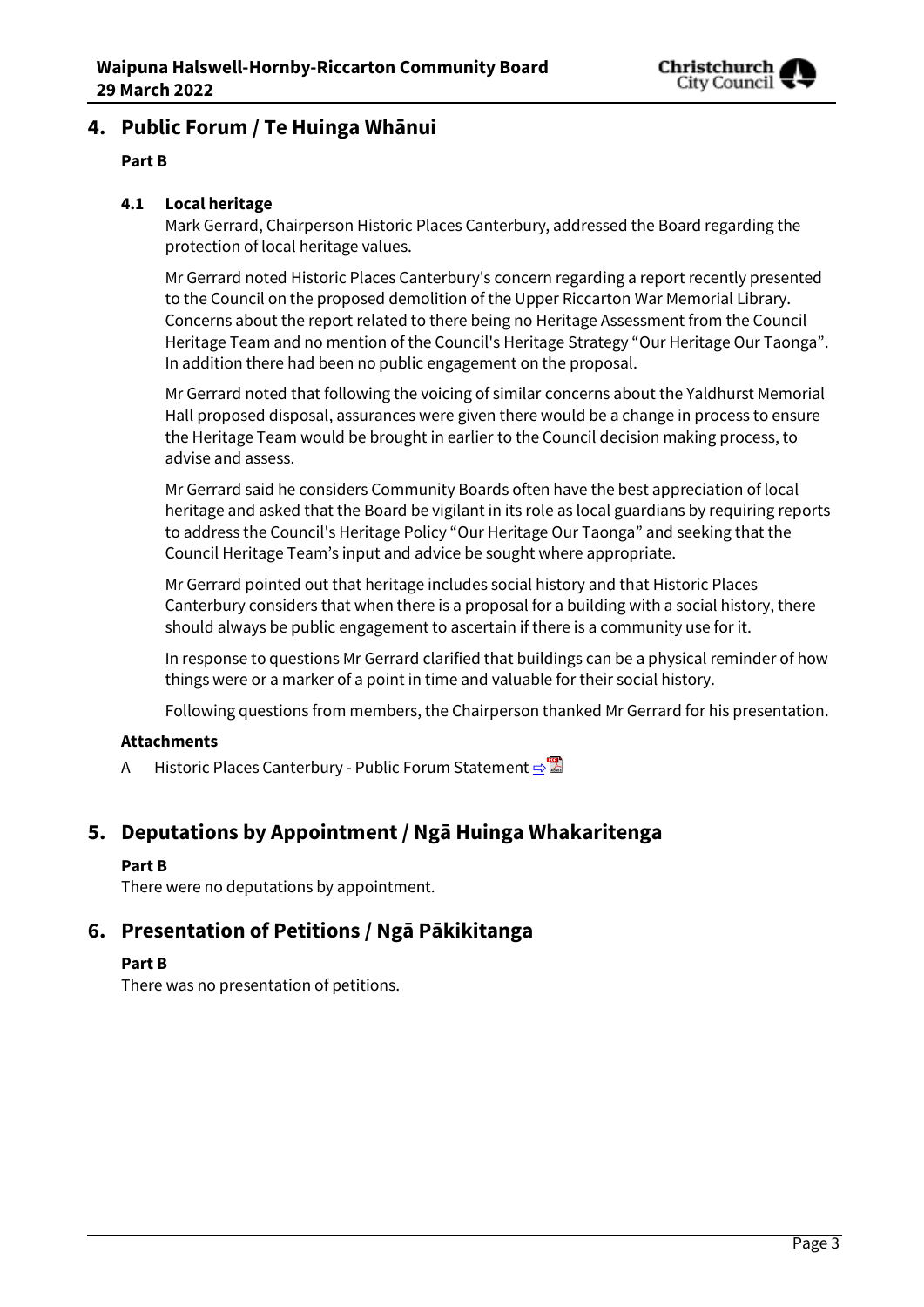## 4. Public Forum / Te Huinga Whānui

**Part B**

### 4.1 Local heritage

Mark Gerrard, Chairperson Historic Places Canterbury, addressed the Board regarding the protection of local heritage values.

Mr Gerrard noted Historic Places Canterbury's concern regarding a report recently presented to the Council on the proposed demolition of the Upper Riccarton War Memorial Library. Concerns about the report related to there being no Heritage Assessment from the Council Heritage Team and no mention of the Council's Heritage Strategy "Our Heritage Our Taonga". In addition there had been no public engagement on the proposal.

Mr Gerrard noted that following the voicing of similar concerns about the Yaldhurst Memorial Hall proposed disposal, assurances were given there would be a change in process to ensure the Heritage Team would be brought in earlier to the Council decision making process, to advise and assess.

Mr Gerrard said he considers Community Boards often have the best appreciation of local heritage and asked that the Board be vigilant in its role as local guardians by requiring reports to address the Council's Heritage Policy "Our Heritage Our Taonga" and seeking that the Council Heritage Team's input and advice be sought where appropriate.

Mr Gerrard pointed out that heritage includes social history and that Historic Places Canterbury considers that when there is a proposal for a building with a social history, there should always be public engagement to ascertain if there is a community use for it.

In response to questions Mr Gerrard clarified that buildings can be a physical reminder of how things were or a marker of a point in time and valuable for their social history.

Following questions from members, the Chairperson thanked Mr Gerrard for his presentation.

**Attachments**

A Historic Places Canterbury - Public Forum Statement ⇨

## 5. Deputations by Appointment / Ngā Huinga Whakaritenga

**Part B**

There were no deputations by appointment.

## 6. Presentation of Petitions / Ngā Pākikitanga

**Part B**

There was no presentation of petitions.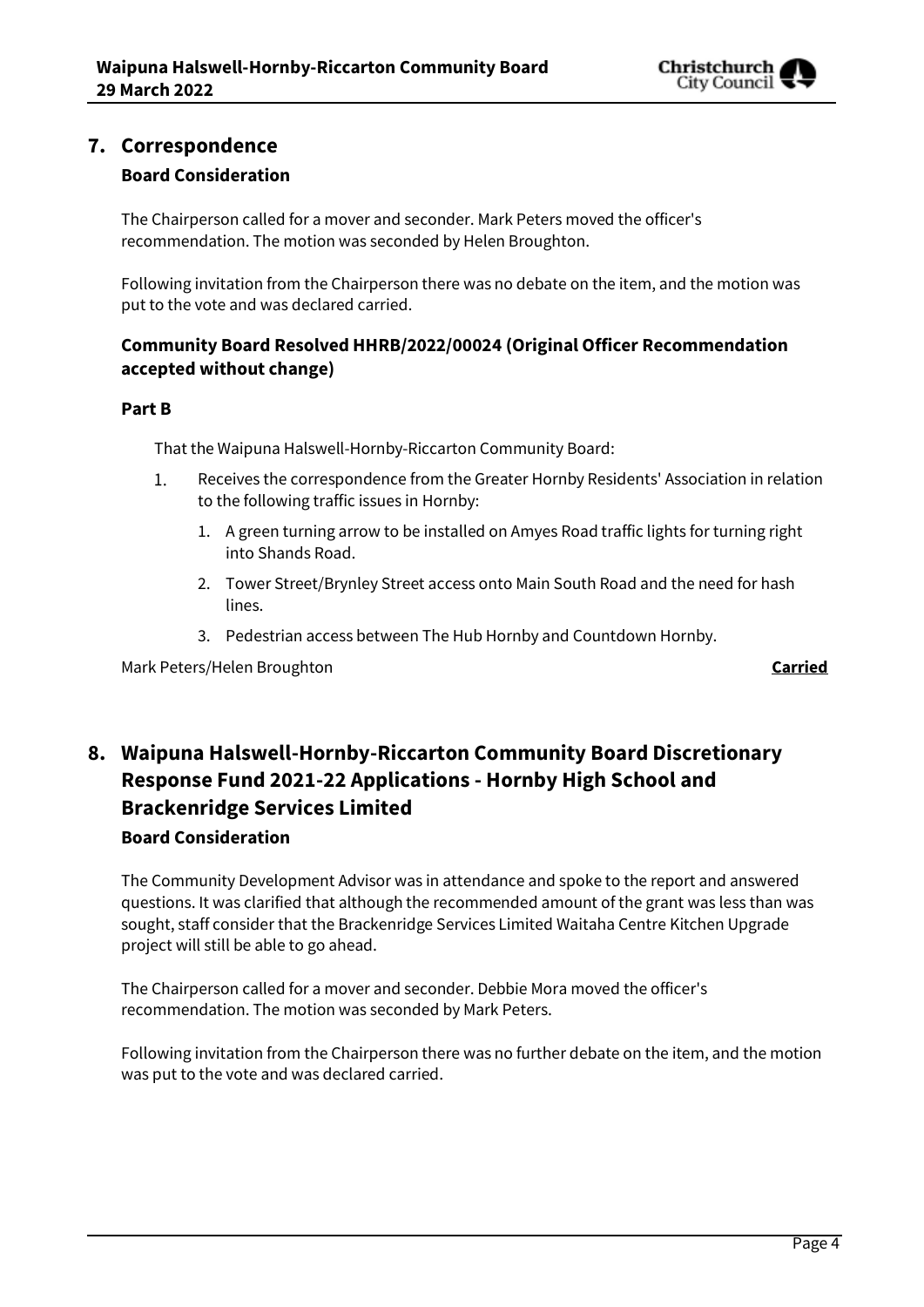## 7. Correspondence

### Board Consideration

The Chairperson called for a mover and seconder. Mark Peters moved the officer's recommendation. The motion was seconded by Helen Broughton.

Following invitation from the Chairperson there was no debate on the item, and the motion was put to the vote and was declared carried.

### Community Board Resolved HHRB/2022/00024 (Original Officer Recommendation accepted without change)

**Part B**

That the Waipuna Halswell-Hornby-Riccarton Community Board:

1. Receives the correspondence from the Greater Hornby Residents' Association in relation to the following traffic issues in Hornby:
    1. A green turning arrow to be installed on Amyes Road traffic lights for turning right into Shands Road.
    2. Tower Street/Brynley Street access onto Main South Road and the need for hash lines.
    3. Pedestrian access between The Hub Hornby and Countdown Hornby.

Mark Peters/Helen Broughton **Carried**

## 8. Waipuna Halswell-Hornby-Riccarton Community Board Discretionary Response Fund 2021-22 Applications - Hornby High School and Brackenridge Services Limited

### Board Consideration

The Community Development Advisor was in attendance and spoke to the report and answered questions. It was clarified that although the recommended amount of the grant was less than was sought, staff consider that the Brackenridge Services Limited Waitaha Centre Kitchen Upgrade project will still be able to go ahead.

The Chairperson called for a mover and seconder. Debbie Mora moved the officer's recommendation. The motion was seconded by Mark Peters.

Following invitation from the Chairperson there was no further debate on the item, and the motion was put to the vote and was declared carried.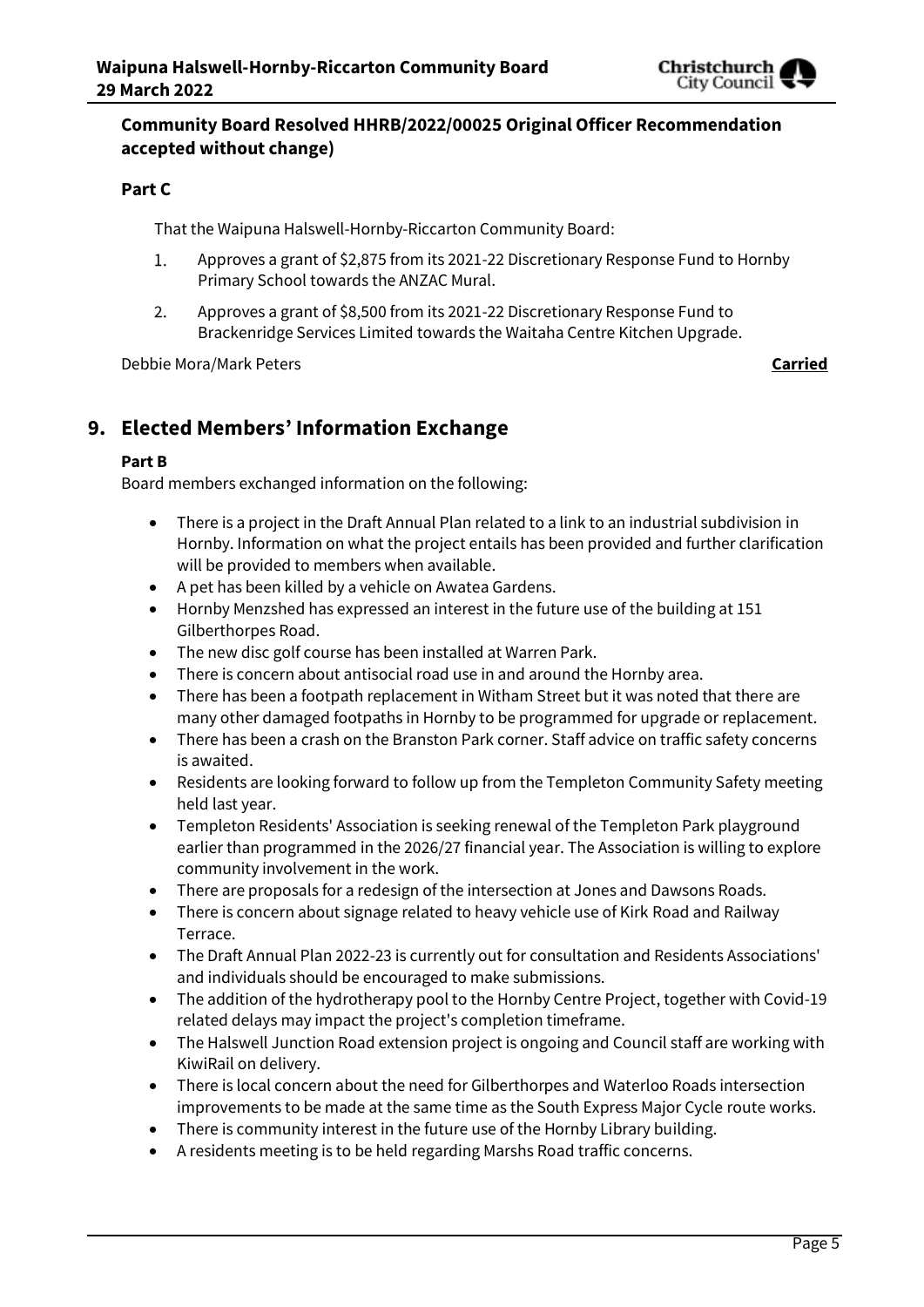**Community Board Resolved HHRB/2022/00025 Original Officer Recommendation accepted without change)**

**Part C**

That the Waipuna Halswell-Hornby-Riccarton Community Board:

1. Approves a grant of $2,875 from its 2021-22 Discretionary Response Fund to Hornby Primary School towards the ANZAC Mural.
2. Approves a grant of $8,500 from its 2021-22 Discretionary Response Fund to Brackenridge Services Limited towards the Waitaha Centre Kitchen Upgrade.

Debbie Mora/Mark Peters **Carried**

## 9. Elected Members' Information Exchange

**Part B**

Board members exchanged information on the following:

- There is a project in the Draft Annual Plan related to a link to an industrial subdivision in Hornby. Information on what the project entails has been provided and further clarification will be provided to members when available.
- A pet has been killed by a vehicle on Awatea Gardens.
- Hornby Menzshed has expressed an interest in the future use of the building at 151 Gilberthorpes Road.
- The new disc golf course has been installed at Warren Park.
- There is concern about antisocial road use in and around the Hornby area.
- There has been a footpath replacement in Witham Street but it was noted that there are many other damaged footpaths in Hornby to be programmed for upgrade or replacement.
- There has been a crash on the Branston Park corner. Staff advice on traffic safety concerns is awaited.
- Residents are looking forward to follow up from the Templeton Community Safety meeting held last year.
- Templeton Residents' Association is seeking renewal of the Templeton Park playground earlier than programmed in the 2026/27 financial year. The Association is willing to explore community involvement in the work.
- There are proposals for a redesign of the intersection at Jones and Dawsons Roads.
- There is concern about signage related to heavy vehicle use of Kirk Road and Railway Terrace.
- The Draft Annual Plan 2022-23 is currently out for consultation and Residents Associations' and individuals should be encouraged to make submissions.
- The addition of the hydrotherapy pool to the Hornby Centre Project, together with Covid-19 related delays may impact the project's completion timeframe.
- The Halswell Junction Road extension project is ongoing and Council staff are working with KiwiRail on delivery.
- There is local concern about the need for Gilberthorpes and Waterloo Roads intersection improvements to be made at the same time as the South Express Major Cycle route works.
- There is community interest in the future use of the Hornby Library building.
- A residents meeting is to be held regarding Marshs Road traffic concerns.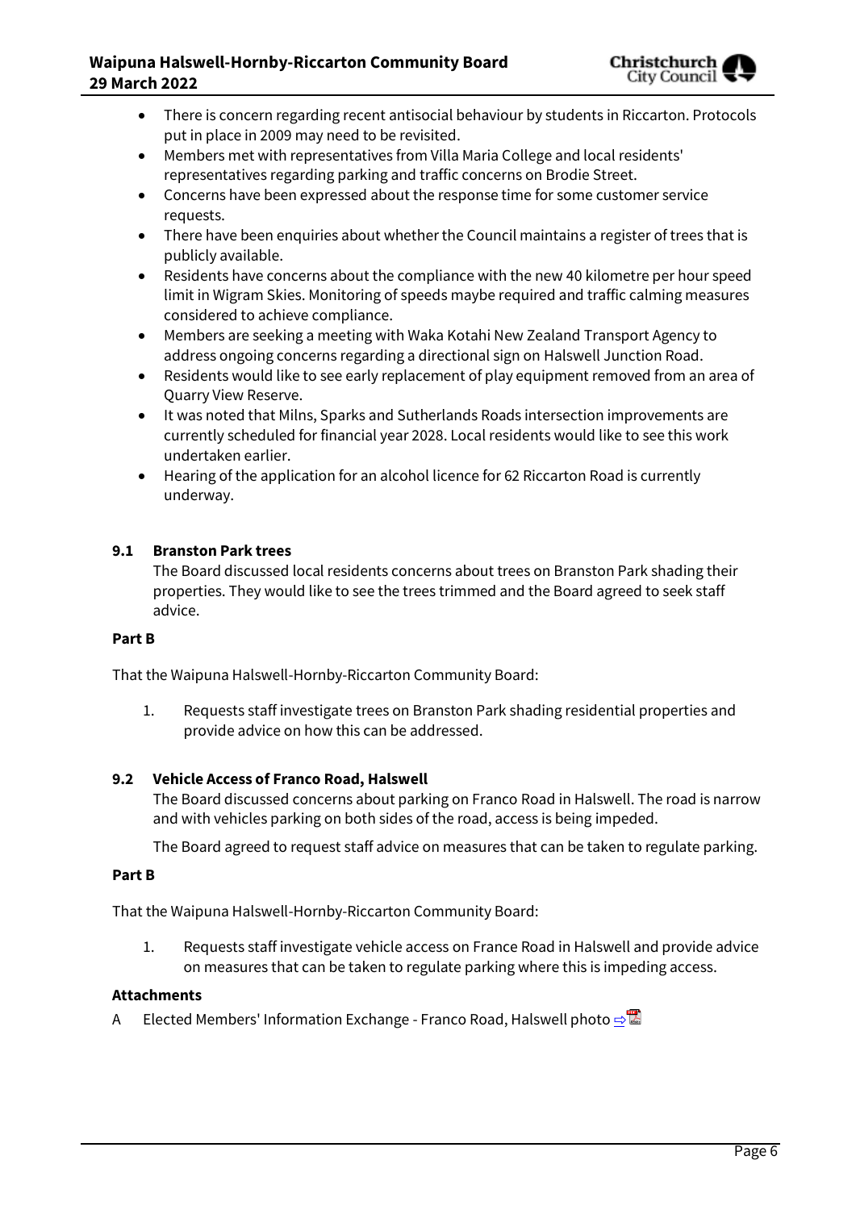- There is concern regarding recent antisocial behaviour by students in Riccarton. Protocols put in place in 2009 may need to be revisited.
- Members met with representatives from Villa Maria College and local residents' representatives regarding parking and traffic concerns on Brodie Street.
- Concerns have been expressed about the response time for some customer service requests.
- There have been enquiries about whether the Council maintains a register of trees that is publicly available.
- Residents have concerns about the compliance with the new 40 kilometre per hour speed limit in Wigram Skies. Monitoring of speeds maybe required and traffic calming measures considered to achieve compliance.
- Members are seeking a meeting with Waka Kotahi New Zealand Transport Agency to address ongoing concerns regarding a directional sign on Halswell Junction Road.
- Residents would like to see early replacement of play equipment removed from an area of Quarry View Reserve.
- It was noted that Milns, Sparks and Sutherlands Roads intersection improvements are currently scheduled for financial year 2028. Local residents would like to see this work undertaken earlier.
- Hearing of the application for an alcohol licence for 62 Riccarton Road is currently underway.

### 9.1 Branston Park trees

The Board discussed local residents concerns about trees on Branston Park shading their properties. They would like to see the trees trimmed and the Board agreed to seek staff advice.

**Part B**

That the Waipuna Halswell-Hornby-Riccarton Community Board:

1. Requests staff investigate trees on Branston Park shading residential properties and provide advice on how this can be addressed.

### 9.2 Vehicle Access of Franco Road, Halswell

The Board discussed concerns about parking on Franco Road in Halswell. The road is narrow and with vehicles parking on both sides of the road, access is being impeded.

The Board agreed to request staff advice on measures that can be taken to regulate parking.

**Part B**

That the Waipuna Halswell-Hornby-Riccarton Community Board:

1. Requests staff investigate vehicle access on France Road in Halswell and provide advice on measures that can be taken to regulate parking where this is impeding access.

**Attachments**

A Elected Members' Information Exchange - Franco Road, Halswell photo ⇨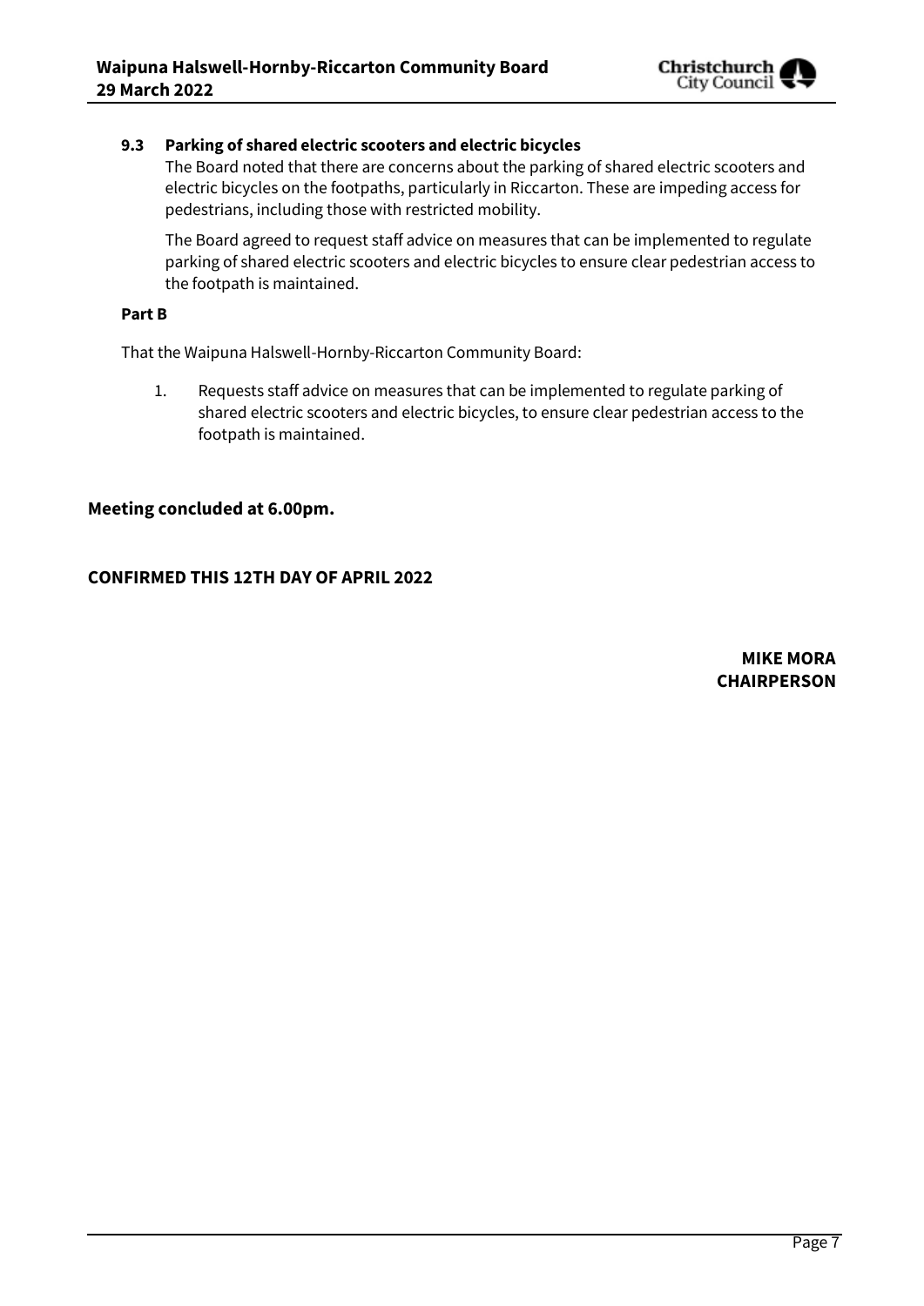### 9.3 Parking of shared electric scooters and electric bicycles

The Board noted that there are concerns about the parking of shared electric scooters and electric bicycles on the footpaths, particularly in Riccarton. These are impeding access for pedestrians, including those with restricted mobility.

The Board agreed to request staff advice on measures that can be implemented to regulate parking of shared electric scooters and electric bicycles to ensure clear pedestrian access to the footpath is maintained.

**Part B**

That the Waipuna Halswell-Hornby-Riccarton Community Board:

1. Requests staff advice on measures that can be implemented to regulate parking of shared electric scooters and electric bicycles, to ensure clear pedestrian access to the footpath is maintained.

**Meeting concluded at 6.00pm.**

**CONFIRMED THIS 12TH DAY OF APRIL 2022**

**MIKE MORA**
**CHAIRPERSON**